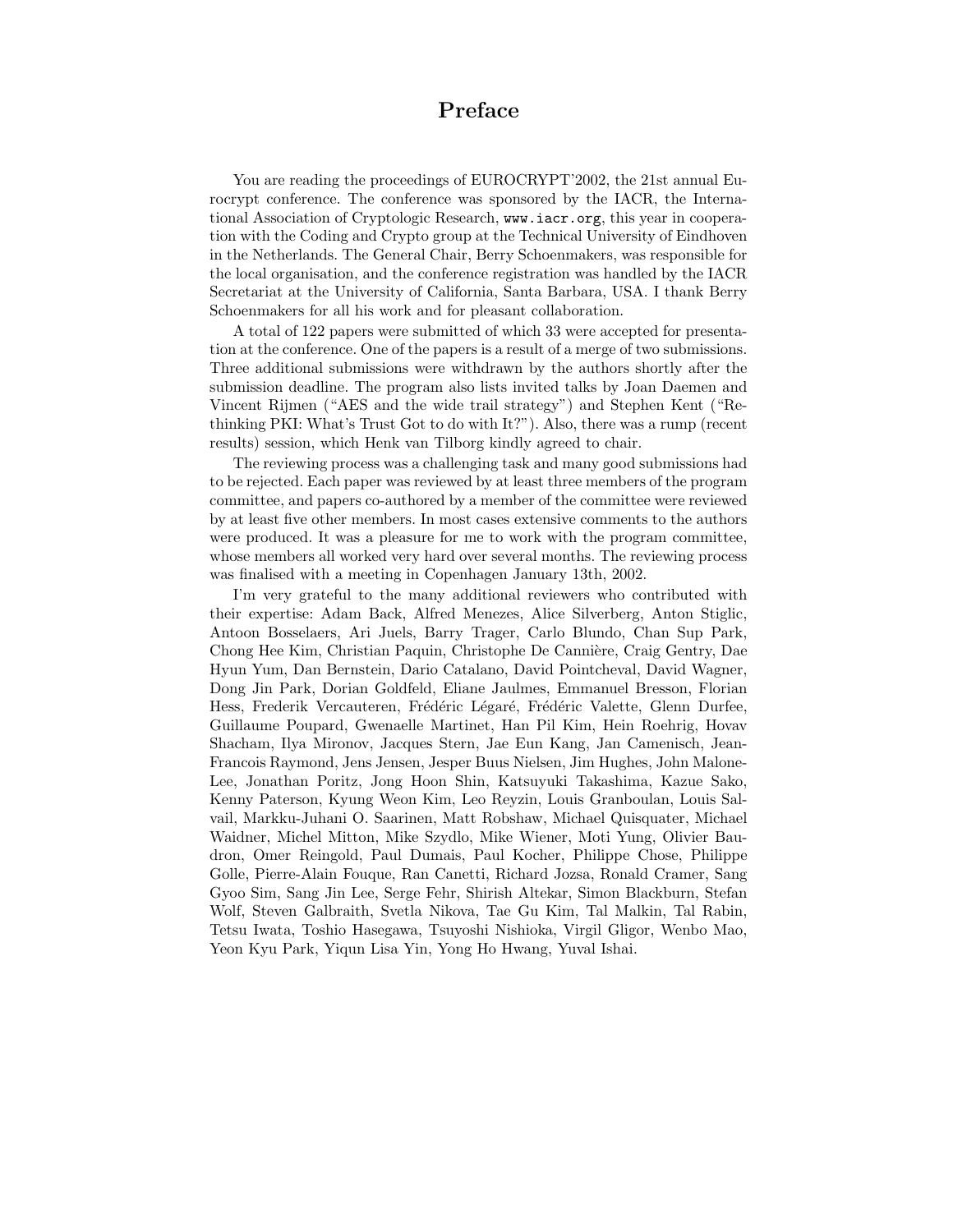# Preface

You are reading the proceedings of EUROCRYPT'2002, the 21st annual Eurocrypt conference. The conference was sponsored by the IACR, the International Association of Cryptologic Research, www.iacr.org, this year in cooperation with the Coding and Crypto group at the Technical University of Eindhoven in the Netherlands. The General Chair, Berry Schoenmakers, was responsible for the local organisation, and the conference registration was handled by the IACR Secretariat at the University of California, Santa Barbara, USA. I thank Berry Schoenmakers for all his work and for pleasant collaboration.

A total of 122 papers were submitted of which 33 were accepted for presentation at the conference. One of the papers is a result of a merge of two submissions. Three additional submissions were withdrawn by the authors shortly after the submission deadline. The program also lists invited talks by Joan Daemen and Vincent Rijmen ("AES and the wide trail strategy") and Stephen Kent ("Rethinking PKI: What's Trust Got to do with It?"). Also, there was a rump (recent results) session, which Henk van Tilborg kindly agreed to chair.

The reviewing process was a challenging task and many good submissions had to be rejected. Each paper was reviewed by at least three members of the program committee, and papers co-authored by a member of the committee were reviewed by at least five other members. In most cases extensive comments to the authors were produced. It was a pleasure for me to work with the program committee, whose members all worked very hard over several months. The reviewing process was finalised with a meeting in Copenhagen January 13th, 2002.

I'm very grateful to the many additional reviewers who contributed with their expertise: Adam Back, Alfred Menezes, Alice Silverberg, Anton Stiglic, Antoon Bosselaers, Ari Juels, Barry Trager, Carlo Blundo, Chan Sup Park, Chong Hee Kim, Christian Paquin, Christophe De Cannière, Craig Gentry, Dae Hyun Yum, Dan Bernstein, Dario Catalano, David Pointcheval, David Wagner, Dong Jin Park, Dorian Goldfeld, Eliane Jaulmes, Emmanuel Bresson, Florian Hess, Frederik Vercauteren, Frédéric Légaré, Frédéric Valette, Glenn Durfee, Guillaume Poupard, Gwenaelle Martinet, Han Pil Kim, Hein Roehrig, Hovav Shacham, Ilya Mironov, Jacques Stern, Jae Eun Kang, Jan Camenisch, Jean-Francois Raymond, Jens Jensen, Jesper Buus Nielsen, Jim Hughes, John Malone-Lee, Jonathan Poritz, Jong Hoon Shin, Katsuyuki Takashima, Kazue Sako, Kenny Paterson, Kyung Weon Kim, Leo Reyzin, Louis Granboulan, Louis Salvail, Markku-Juhani O. Saarinen, Matt Robshaw, Michael Quisquater, Michael Waidner, Michel Mitton, Mike Szydlo, Mike Wiener, Moti Yung, Olivier Baudron, Omer Reingold, Paul Dumais, Paul Kocher, Philippe Chose, Philippe Golle, Pierre-Alain Fouque, Ran Canetti, Richard Jozsa, Ronald Cramer, Sang Gyoo Sim, Sang Jin Lee, Serge Fehr, Shirish Altekar, Simon Blackburn, Stefan Wolf, Steven Galbraith, Svetla Nikova, Tae Gu Kim, Tal Malkin, Tal Rabin, Tetsu Iwata, Toshio Hasegawa, Tsuyoshi Nishioka, Virgil Gligor, Wenbo Mao, Yeon Kyu Park, Yiqun Lisa Yin, Yong Ho Hwang, Yuval Ishai.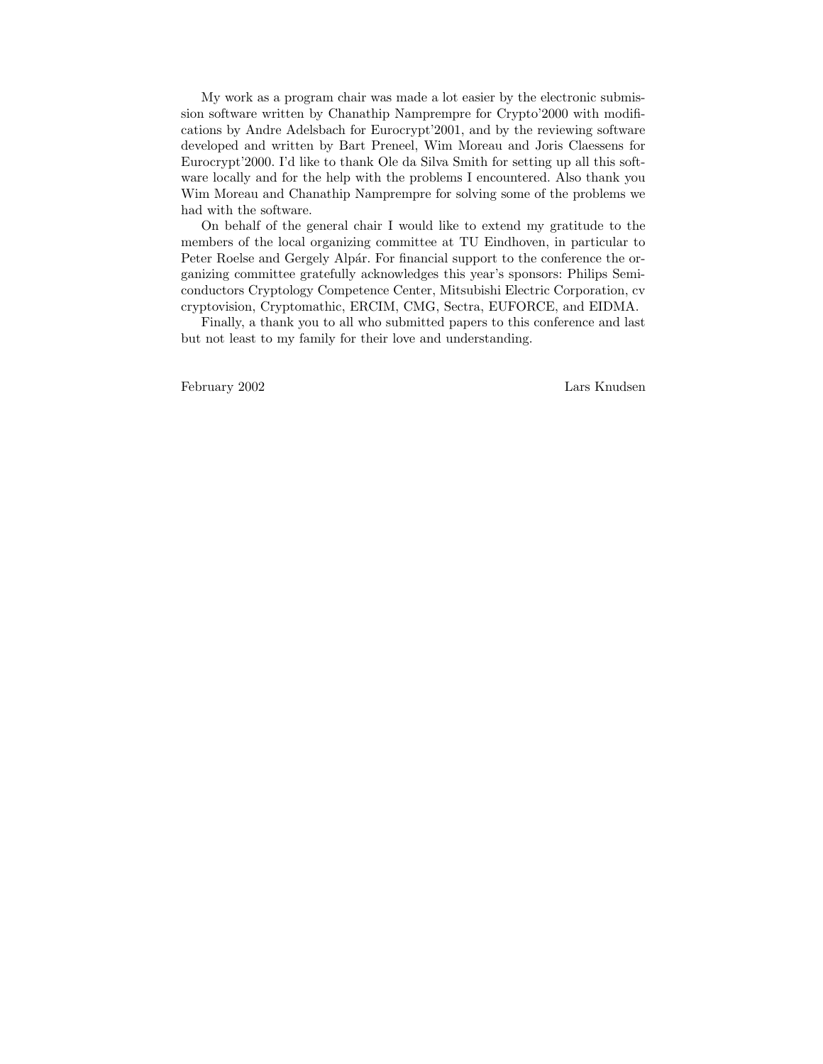My work as a program chair was made a lot easier by the electronic submission software written by Chanathip Namprempre for Crypto'2000 with modifications by Andre Adelsbach for Eurocrypt'2001, and by the reviewing software developed and written by Bart Preneel, Wim Moreau and Joris Claessens for Eurocrypt'2000. I'd like to thank Ole da Silva Smith for setting up all this software locally and for the help with the problems I encountered. Also thank you Wim Moreau and Chanathip Namprempre for solving some of the problems we had with the software.

On behalf of the general chair I would like to extend my gratitude to the members of the local organizing committee at TU Eindhoven, in particular to Peter Roelse and Gergely Alpár. For financial support to the conference the organizing committee gratefully acknowledges this year's sponsors: Philips Semiconductors Cryptology Competence Center, Mitsubishi Electric Corporation, cv cryptovision, Cryptomathic, ERCIM, CMG, Sectra, EUFORCE, and EIDMA.

Finally, a thank you to all who submitted papers to this conference and last but not least to my family for their love and understanding.

February 2002 Lars Knudsen